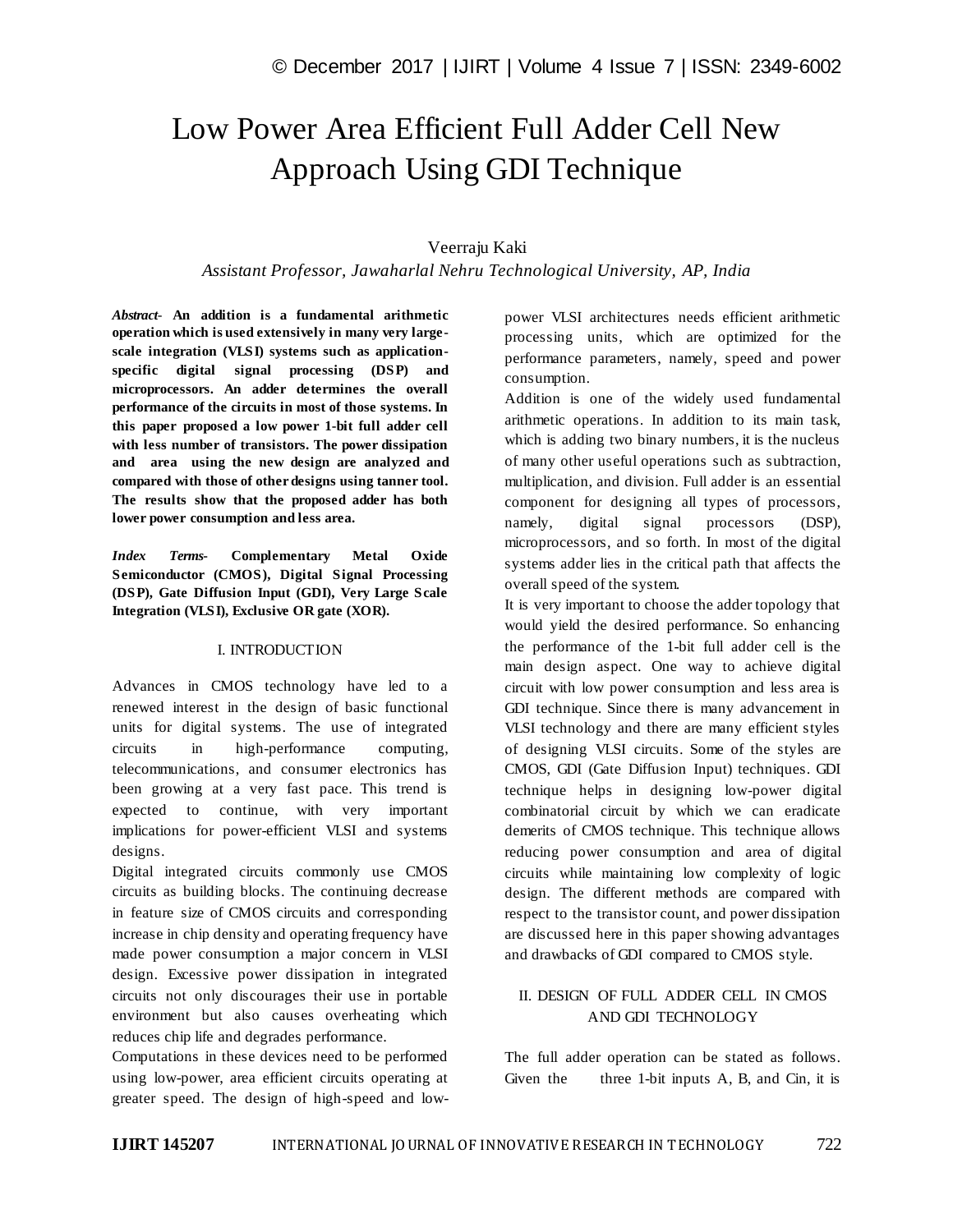# Low Power Area Efficient Full Adder Cell New Approach Using GDI Technique

Veerraju Kaki

*Assistant Professor, Jawaharlal Nehru Technological University, AP, India*

***Abstract-*** **An addition is a fundamental arithmetic operation which is used extensively in many very large-scale integration (VLSI) systems such as application-specific digital signal processing (DSP) and microprocessors. An adder determines the overall performance of the circuits in most of those systems. In this paper proposed a low power 1-bit full adder cell with less number of transistors. The power dissipation and area using the new design are analyzed and compared with those of other designs using tanner tool. The results show that the proposed adder has both lower power consumption and less area.**

***Index Terms-*** **Complementary Metal Oxide Semiconductor (CMOS), Digital Signal Processing (DSP), Gate Diffusion Input (GDI), Very Large Scale Integration (VLSI), Exclusive OR gate (XOR).**

## I. INTRODUCTION

Advances in CMOS technology have led to a renewed interest in the design of basic functional units for digital systems. The use of integrated circuits in high-performance computing, telecommunications, and consumer electronics has been growing at a very fast pace. This trend is expected to continue, with very important implications for power-efficient VLSI and systems designs.

Digital integrated circuits commonly use CMOS circuits as building blocks. The continuing decrease in feature size of CMOS circuits and corresponding increase in chip density and operating frequency have made power consumption a major concern in VLSI design. Excessive power dissipation in integrated circuits not only discourages their use in portable environment but also causes overheating which reduces chip life and degrades performance.

Computations in these devices need to be performed using low-power, area efficient circuits operating at greater speed. The design of high-speed and low-power VLSI architectures needs efficient arithmetic processing units, which are optimized for the performance parameters, namely, speed and power consumption.

Addition is one of the widely used fundamental arithmetic operations. In addition to its main task, which is adding two binary numbers, it is the nucleus of many other useful operations such as subtraction, multiplication, and division. Full adder is an essential component for designing all types of processors, namely, digital signal processors (DSP), microprocessors, and so forth. In most of the digital systems adder lies in the critical path that affects the overall speed of the system.

It is very important to choose the adder topology that would yield the desired performance. So enhancing the performance of the 1-bit full adder cell is the main design aspect. One way to achieve digital circuit with low power consumption and less area is GDI technique. Since there is many advancement in VLSI technology and there are many efficient styles of designing VLSI circuits. Some of the styles are CMOS, GDI (Gate Diffusion Input) techniques. GDI technique helps in designing low-power digital combinatorial circuit by which we can eradicate demerits of CMOS technique. This technique allows reducing power consumption and area of digital circuits while maintaining low complexity of logic design. The different methods are compared with respect to the transistor count, and power dissipation are discussed here in this paper showing advantages and drawbacks of GDI compared to CMOS style.

## II. DESIGN OF FULL ADDER CELL IN CMOS AND GDI TECHNOLOGY

The full adder operation can be stated as follows. Given the three 1-bit inputs A, B, and Cin, it is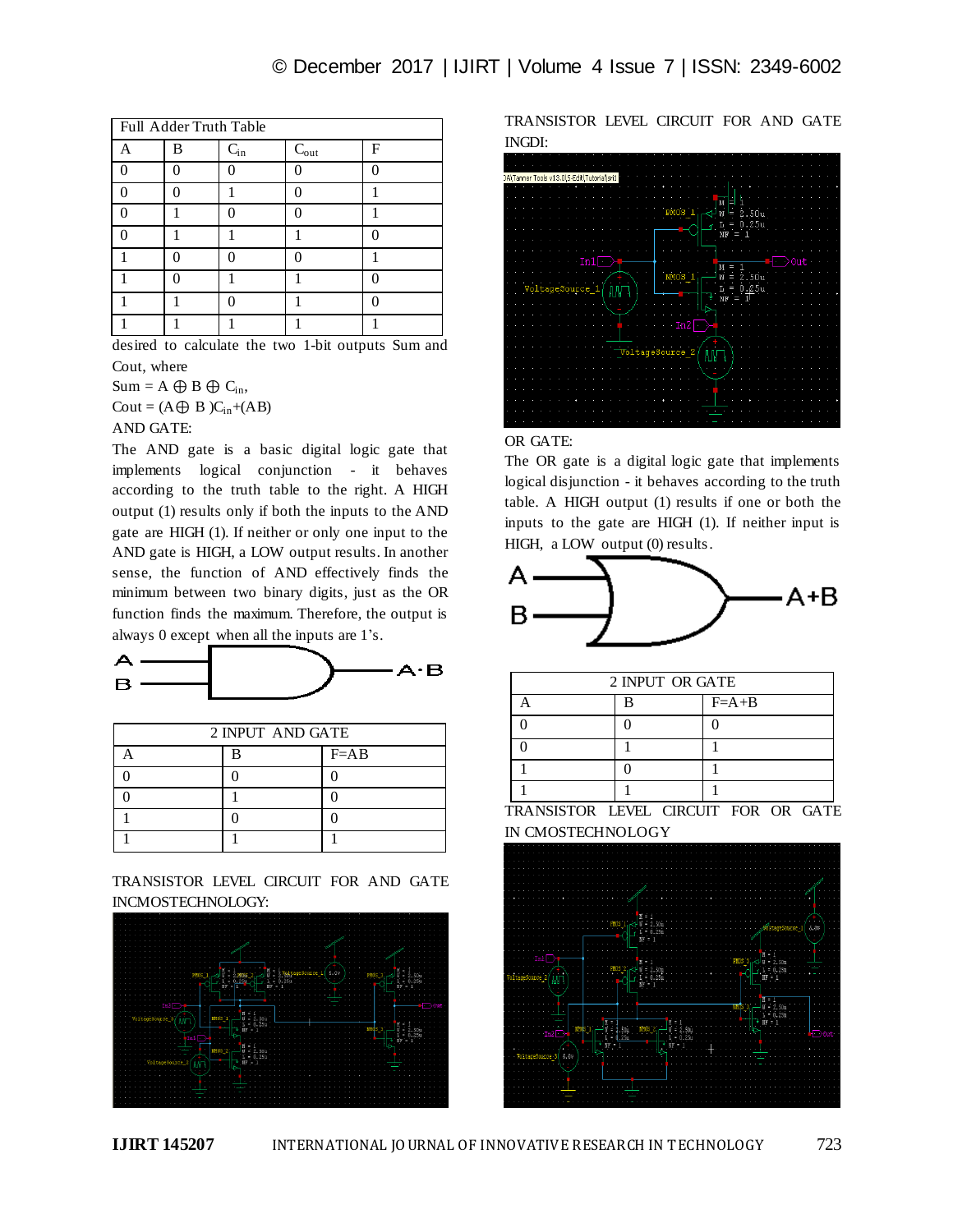| Full Adder Truth Table | | | | |
|---|---|---|---|---|
| A | B | $C_{in}$ | $C_{out}$ | F |
| 0 | 0 | 0 | 0 | 0 |
| 0 | 0 | 1 | 0 | 1 |
| 0 | 1 | 0 | 0 | 1 |
| 0 | 1 | 1 | 1 | 0 |
| 1 | 0 | 0 | 0 | 1 |
| 1 | 0 | 1 | 1 | 0 |
| 1 | 1 | 0 | 1 | 0 |
| 1 | 1 | 1 | 1 | 1 |

desired to calculate the two 1-bit outputs Sum and Cout, where

Sum = $A \oplus B \oplus C_{in}$,

Cout = $(A \oplus B)C_{in} + (AB)$

AND GATE:

The AND gate is a basic digital logic gate that implements logical conjunction - it behaves according to the truth table to the right. A HIGH output (1) results only if both the inputs to the AND gate are HIGH (1). If neither or only one input to the AND gate is HIGH, a LOW output results. In another sense, the function of AND effectively finds the minimum between two binary digits, just as the OR function finds the maximum. Therefore, the output is always 0 except when all the inputs are 1's.

| 2 INPUT AND GATE | | |
|---|---|---|
| A | B | F=AB |
| 0 | 0 | 0 |
| 0 | 1 | 0 |
| 1 | 0 | 0 |
| 1 | 1 | 1 |

TRANSISTOR LEVEL CIRCUIT FOR AND GATE INCMOSTECHNOLOGY:

TRANSISTOR LEVEL CIRCUIT FOR AND GATE INGDI:

OR GATE:

The OR gate is a digital logic gate that implements logical disjunction - it behaves according to the truth table. A HIGH output (1) results if one or both the inputs to the gate are HIGH (1). If neither input is HIGH, a LOW output (0) results.

| 2 INPUT OR GATE | | |
|---|---|---|
| A | B | F=A+B |
| 0 | 0 | 0 |
| 0 | 1 | 1 |
| 1 | 0 | 1 |
| 1 | 1 | 1 |

TRANSISTOR LEVEL CIRCUIT FOR OR GATE IN CMOSTECHNOLOGY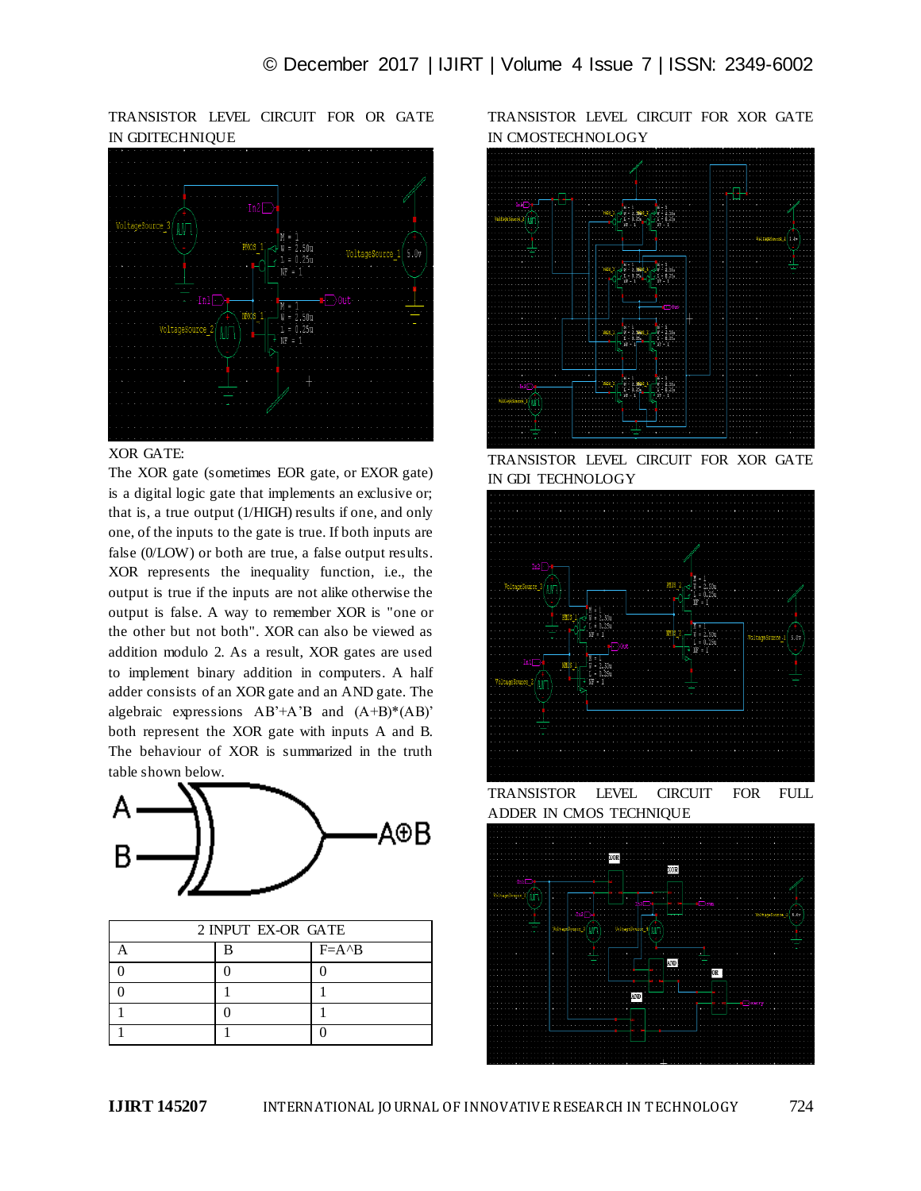TRANSISTOR LEVEL CIRCUIT FOR OR GATE IN GDITECHNIQUE

XOR GATE:

The XOR gate (sometimes EOR gate, or EXOR gate) is a digital logic gate that implements an exclusive or; that is, a true output (1/HIGH) results if one, and only one, of the inputs to the gate is true. If both inputs are false (0/LOW) or both are true, a false output results. XOR represents the inequality function, i.e., the output is true if the inputs are not alike otherwise the output is false. A way to remember XOR is "one or the other but not both". XOR can also be viewed as addition modulo 2. As a result, XOR gates are used to implement binary addition in computers. A half adder consists of an XOR gate and an AND gate. The algebraic expressions AB'+A'B and (A+B)*(AB)' both represent the XOR gate with inputs A and B. The behaviour of XOR is summarized in the truth table shown below.

| 2 INPUT EX-OR GATE | | |
|---|---|---|
| A | B | F=A^B |
| 0 | 0 | 0 |
| 0 | 1 | 1 |
| 1 | 0 | 1 |
| 1 | 1 | 0 |

TRANSISTOR LEVEL CIRCUIT FOR XOR GATE IN CMOSTECHNOLOGY

TRANSISTOR LEVEL CIRCUIT FOR XOR GATE IN GDI TECHNOLOGY

TRANSISTOR LEVEL CIRCUIT FOR FULL ADDER IN CMOS TECHNIQUE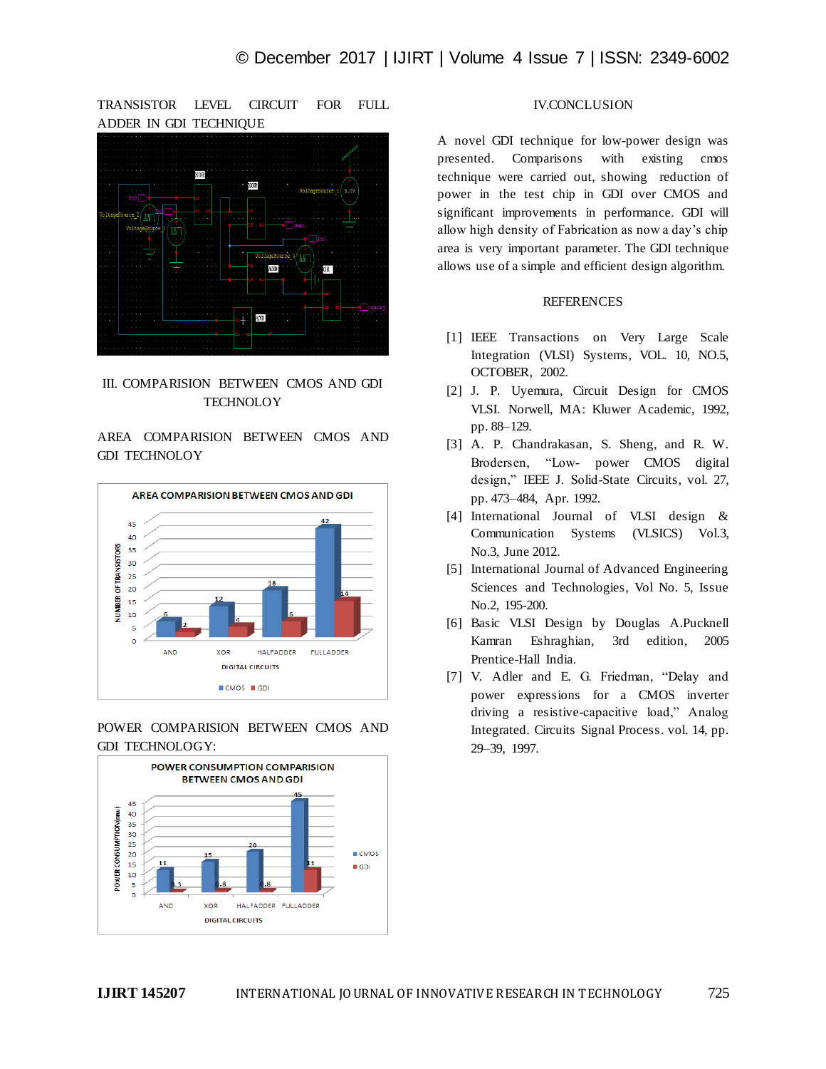TRANSISTOR LEVEL CIRCUIT FOR FULL ADDER IN GDI TECHNIQUE

## III. COMPARISION BETWEEN CMOS AND GDI TECHNOLOY

AREA COMPARISION BETWEEN CMOS AND GDI TECHNOLOY

AREA COMPARISION BETWEEN CMOS AND GDI

NUMBER OF TRANSISTORS

0 5 10 15 20 25 30 35 40 45

6 2 12 4 18 6 42 14

AND XOR HALFADDER FULLADDER

DIGITAL CIRCUITS

CMOS GDI

POWER COMPARISION BETWEEN CMOS AND GDI TECHNOLOGY:

POWER CONSUMPTION COMPARISION BETWEEN CMOS AND GDI

POWER CONSUMPTION(mw)

0 5 10 15 20 25 30 35 40 45

11 0.3 15 0.8 20 0.8 45 11

AND XOR HALFADDER FULLADDER

DIGITAL CIRCUITS

CMOS GDI

## IV.CONCLUSION

A novel GDI technique for low-power design was presented. Comparisons with existing cmos technique were carried out, showing reduction of power in the test chip in GDI over CMOS and significant improvements in performance. GDI will allow high density of Fabrication as now a day's chip area is very important parameter. The GDI technique allows use of a simple and efficient design algorithm.

## REFERENCES

[1] IEEE Transactions on Very Large Scale Integration (VLSI) Systems, VOL. 10, NO.5, OCTOBER, 2002.

[2] J. P. Uyemura, Circuit Design for CMOS VLSI. Norwell, MA: Kluwer Academic, 1992, pp. 88–129.

[3] A. P. Chandrakasan, S. Sheng, and R. W. Brodersen, "Low- power CMOS digital design," IEEE J. Solid-State Circuits, vol. 27, pp. 473–484, Apr. 1992.

[4] International Journal of VLSI design & Communication Systems (VLSICS) Vol.3, No.3, June 2012.

[5] International Journal of Advanced Engineering Sciences and Technologies, Vol No. 5, Issue No.2, 195-200.

[6] Basic VLSI Design by Douglas A.Pucknell Kamran Eshraghian, 3rd edition, 2005 Prentice-Hall India.

[7] V. Adler and E. G. Friedman, "Delay and power expressions for a CMOS inverter driving a resistive-capacitive load," Analog Integrated. Circuits Signal Process. vol. 14, pp. 29–39, 1997.